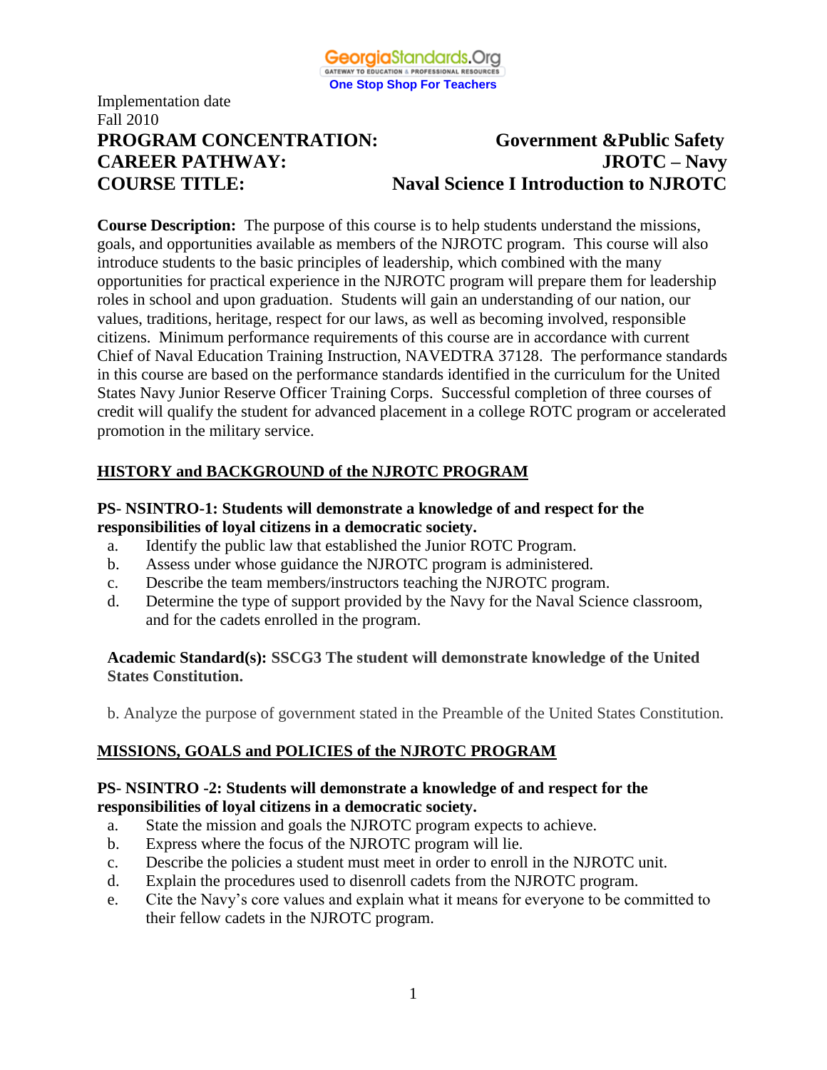GeorgiaStandards.Org
GATEWAY TO EDUCATION & PROFESSIONAL RESOURCES
One Stop Shop For Teachers

Implementation date
Fall 2010

**PROGRAM CONCENTRATION:** **Government &Public Safety**
**CAREER PATHWAY:** **JROTC – Navy**
**COURSE TITLE:** **Naval Science I Introduction to NJROTC**

**Course Description:** The purpose of this course is to help students understand the missions, goals, and opportunities available as members of the NJROTC program. This course will also introduce students to the basic principles of leadership, which combined with the many opportunities for practical experience in the NJROTC program will prepare them for leadership roles in school and upon graduation. Students will gain an understanding of our nation, our values, traditions, heritage, respect for our laws, as well as becoming involved, responsible citizens. Minimum performance requirements of this course are in accordance with current Chief of Naval Education Training Instruction, NAVEDTRA 37128. The performance standards in this course are based on the performance standards identified in the curriculum for the United States Navy Junior Reserve Officer Training Corps. Successful completion of three courses of credit will qualify the student for advanced placement in a college ROTC program or accelerated promotion in the military service.

## HISTORY and BACKGROUND of the NJROTC PROGRAM

**PS- NSINTRO-1: Students will demonstrate a knowledge of and respect for the responsibilities of loyal citizens in a democratic society.**

a. Identify the public law that established the Junior ROTC Program.
b. Assess under whose guidance the NJROTC program is administered.
c. Describe the team members/instructors teaching the NJROTC program.
d. Determine the type of support provided by the Navy for the Naval Science classroom, and for the cadets enrolled in the program.

**Academic Standard(s): SSCG3 The student will demonstrate knowledge of the United States Constitution.**

b. Analyze the purpose of government stated in the Preamble of the United States Constitution.

## MISSIONS, GOALS and POLICIES of the NJROTC PROGRAM

**PS- NSINTRO -2: Students will demonstrate a knowledge of and respect for the responsibilities of loyal citizens in a democratic society.**

a. State the mission and goals the NJROTC program expects to achieve.
b. Express where the focus of the NJROTC program will lie.
c. Describe the policies a student must meet in order to enroll in the NJROTC unit.
d. Explain the procedures used to disenroll cadets from the NJROTC program.
e. Cite the Navy's core values and explain what it means for everyone to be committed to their fellow cadets in the NJROTC program.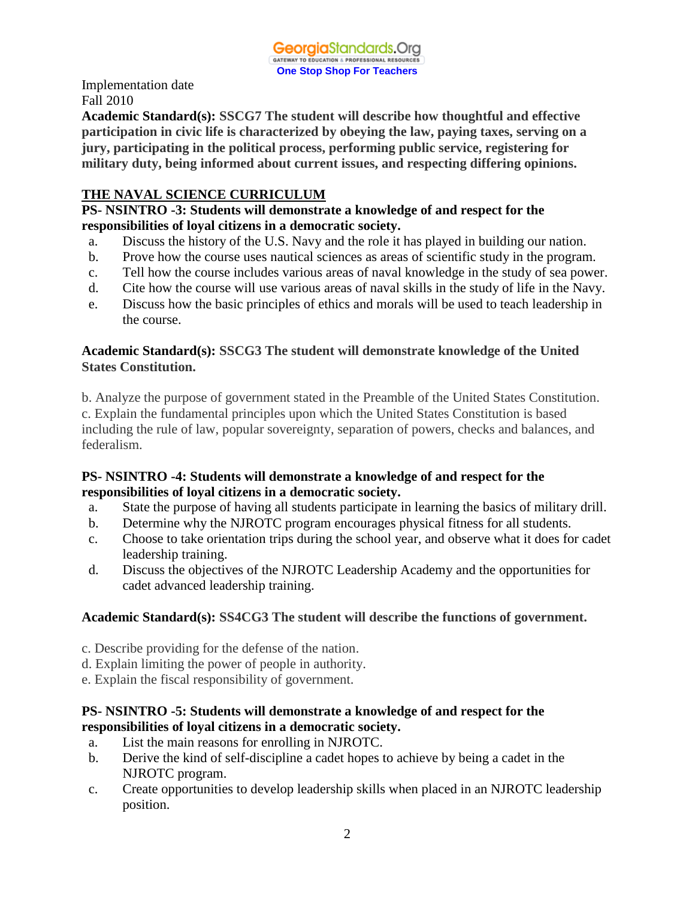Implementation date
Fall 2010

**Academic Standard(s): SSCG7 The student will describe how thoughtful and effective participation in civic life is characterized by obeying the law, paying taxes, serving on a jury, participating in the political process, performing public service, registering for military duty, being informed about current issues, and respecting differing opinions.**

**THE NAVAL SCIENCE CURRICULUM**

**PS- NSINTRO -3: Students will demonstrate a knowledge of and respect for the responsibilities of loyal citizens in a democratic society.**

a. Discuss the history of the U.S. Navy and the role it has played in building our nation.
b. Prove how the course uses nautical sciences as areas of scientific study in the program.
c. Tell how the course includes various areas of naval knowledge in the study of sea power.
d. Cite how the course will use various areas of naval skills in the study of life in the Navy.
e. Discuss how the basic principles of ethics and morals will be used to teach leadership in the course.

**Academic Standard(s): SSCG3 The student will demonstrate knowledge of the United States Constitution.**

b. Analyze the purpose of government stated in the Preamble of the United States Constitution.
c. Explain the fundamental principles upon which the United States Constitution is based including the rule of law, popular sovereignty, separation of powers, checks and balances, and federalism.

**PS- NSINTRO -4: Students will demonstrate a knowledge of and respect for the responsibilities of loyal citizens in a democratic society.**

a. State the purpose of having all students participate in learning the basics of military drill.
b. Determine why the NJROTC program encourages physical fitness for all students.
c. Choose to take orientation trips during the school year, and observe what it does for cadet leadership training.
d. Discuss the objectives of the NJROTC Leadership Academy and the opportunities for cadet advanced leadership training.

**Academic Standard(s): SS4CG3 The student will describe the functions of government.**

c. Describe providing for the defense of the nation.
d. Explain limiting the power of people in authority.
e. Explain the fiscal responsibility of government.

**PS- NSINTRO -5: Students will demonstrate a knowledge of and respect for the responsibilities of loyal citizens in a democratic society.**

a. List the main reasons for enrolling in NJROTC.
b. Derive the kind of self-discipline a cadet hopes to achieve by being a cadet in the NJROTC program.
c. Create opportunities to develop leadership skills when placed in an NJROTC leadership position.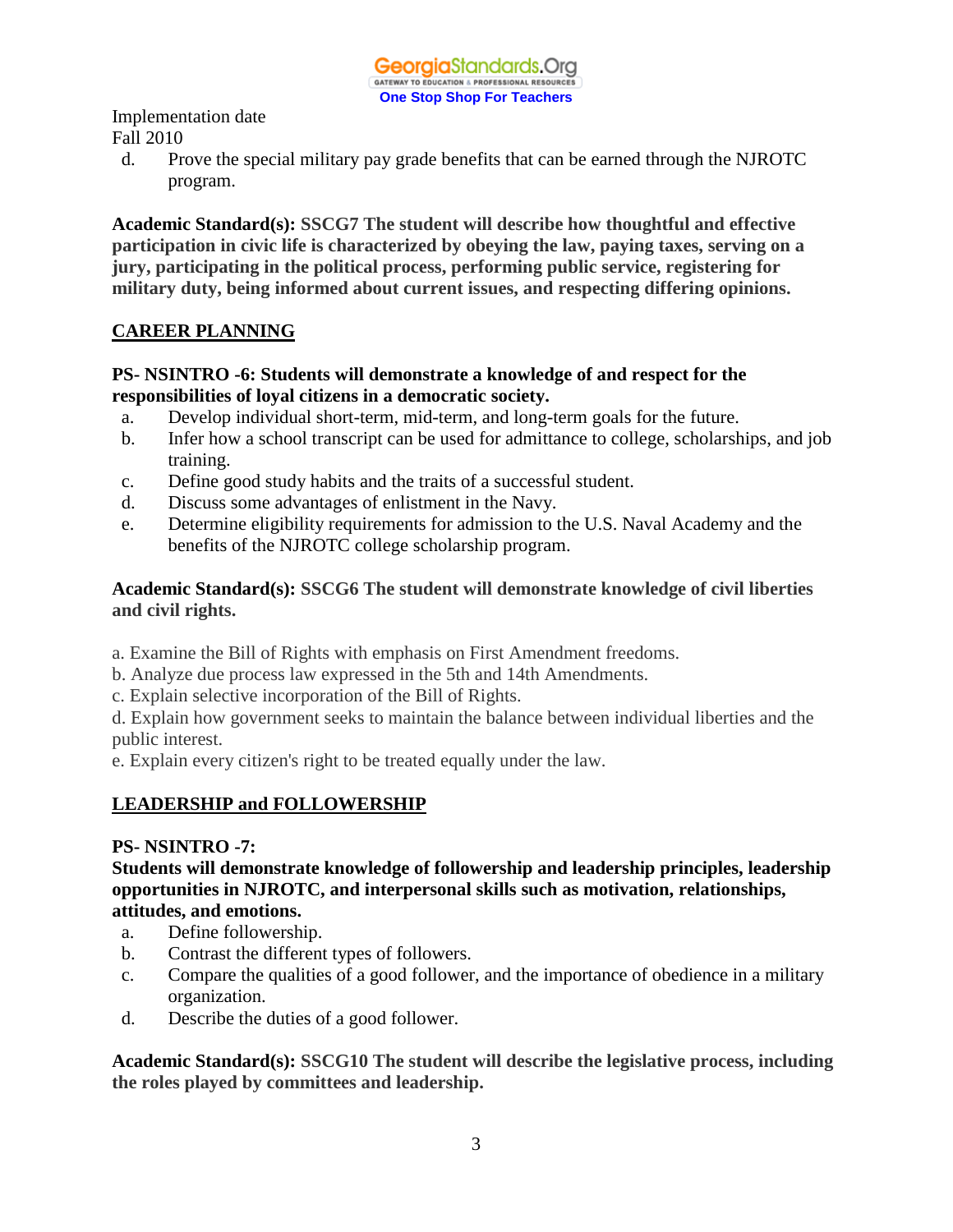Implementation date
Fall 2010

d. Prove the special military pay grade benefits that can be earned through the NJROTC program.

**Academic Standard(s): SSCG7 The student will describe how thoughtful and effective participation in civic life is characterized by obeying the law, paying taxes, serving on a jury, participating in the political process, performing public service, registering for military duty, being informed about current issues, and respecting differing opinions.**

## CAREER PLANNING

**PS- NSINTRO -6: Students will demonstrate a knowledge of and respect for the responsibilities of loyal citizens in a democratic society.**

a. Develop individual short-term, mid-term, and long-term goals for the future.
b. Infer how a school transcript can be used for admittance to college, scholarships, and job training.
c. Define good study habits and the traits of a successful student.
d. Discuss some advantages of enlistment in the Navy.
e. Determine eligibility requirements for admission to the U.S. Naval Academy and the benefits of the NJROTC college scholarship program.

**Academic Standard(s): SSCG6 The student will demonstrate knowledge of civil liberties and civil rights.**

a. Examine the Bill of Rights with emphasis on First Amendment freedoms.
b. Analyze due process law expressed in the 5th and 14th Amendments.
c. Explain selective incorporation of the Bill of Rights.
d. Explain how government seeks to maintain the balance between individual liberties and the public interest.
e. Explain every citizen's right to be treated equally under the law.

## LEADERSHIP and FOLLOWERSHIP

**PS- NSINTRO -7:**
**Students will demonstrate knowledge of followership and leadership principles, leadership opportunities in NJROTC, and interpersonal skills such as motivation, relationships, attitudes, and emotions.**

a. Define followership.
b. Contrast the different types of followers.
c. Compare the qualities of a good follower, and the importance of obedience in a military organization.
d. Describe the duties of a good follower.

**Academic Standard(s): SSCG10 The student will describe the legislative process, including the roles played by committees and leadership.**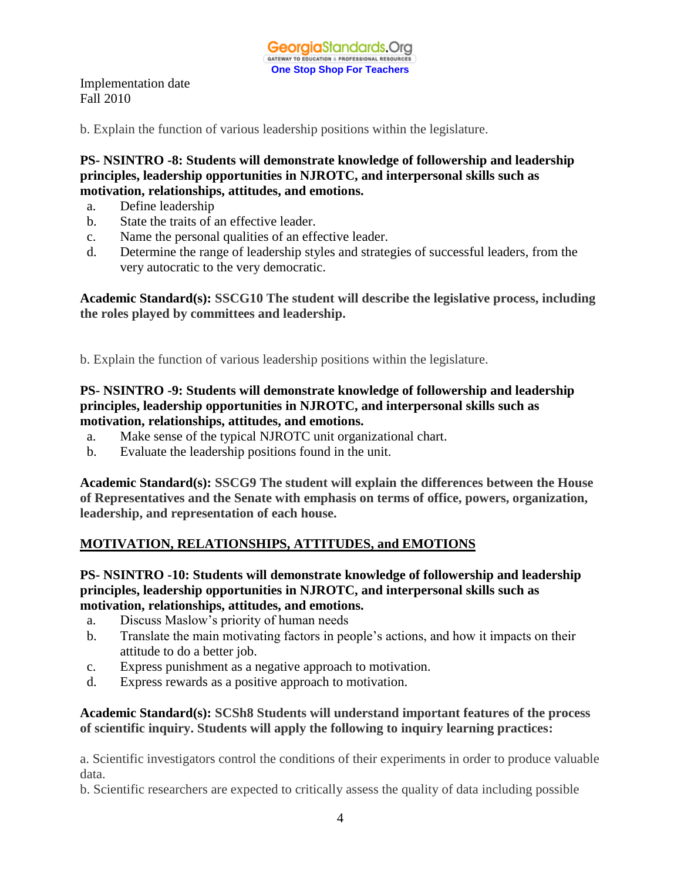Implementation date
Fall 2010

b. Explain the function of various leadership positions within the legislature.

**PS- NSINTRO -8: Students will demonstrate knowledge of followership and leadership principles, leadership opportunities in NJROTC, and interpersonal skills such as motivation, relationships, attitudes, and emotions.**

a. Define leadership
b. State the traits of an effective leader.
c. Name the personal qualities of an effective leader.
d. Determine the range of leadership styles and strategies of successful leaders, from the very autocratic to the very democratic.

**Academic Standard(s): SSCG10 The student will describe the legislative process, including the roles played by committees and leadership.**

b. Explain the function of various leadership positions within the legislature.

**PS- NSINTRO -9: Students will demonstrate knowledge of followership and leadership principles, leadership opportunities in NJROTC, and interpersonal skills such as motivation, relationships, attitudes, and emotions.**

a. Make sense of the typical NJROTC unit organizational chart.
b. Evaluate the leadership positions found in the unit.

**Academic Standard(s): SSCG9 The student will explain the differences between the House of Representatives and the Senate with emphasis on terms of office, powers, organization, leadership, and representation of each house.**

**<u>MOTIVATION, RELATIONSHIPS, ATTITUDES, and EMOTIONS</u>**

**PS- NSINTRO -10: Students will demonstrate knowledge of followership and leadership principles, leadership opportunities in NJROTC, and interpersonal skills such as motivation, relationships, attitudes, and emotions.**

a. Discuss Maslow's priority of human needs
b. Translate the main motivating factors in people's actions, and how it impacts on their attitude to do a better job.
c. Express punishment as a negative approach to motivation.
d. Express rewards as a positive approach to motivation.

**Academic Standard(s): SCSh8 Students will understand important features of the process of scientific inquiry. Students will apply the following to inquiry learning practices:**

a. Scientific investigators control the conditions of their experiments in order to produce valuable data.
b. Scientific researchers are expected to critically assess the quality of data including possible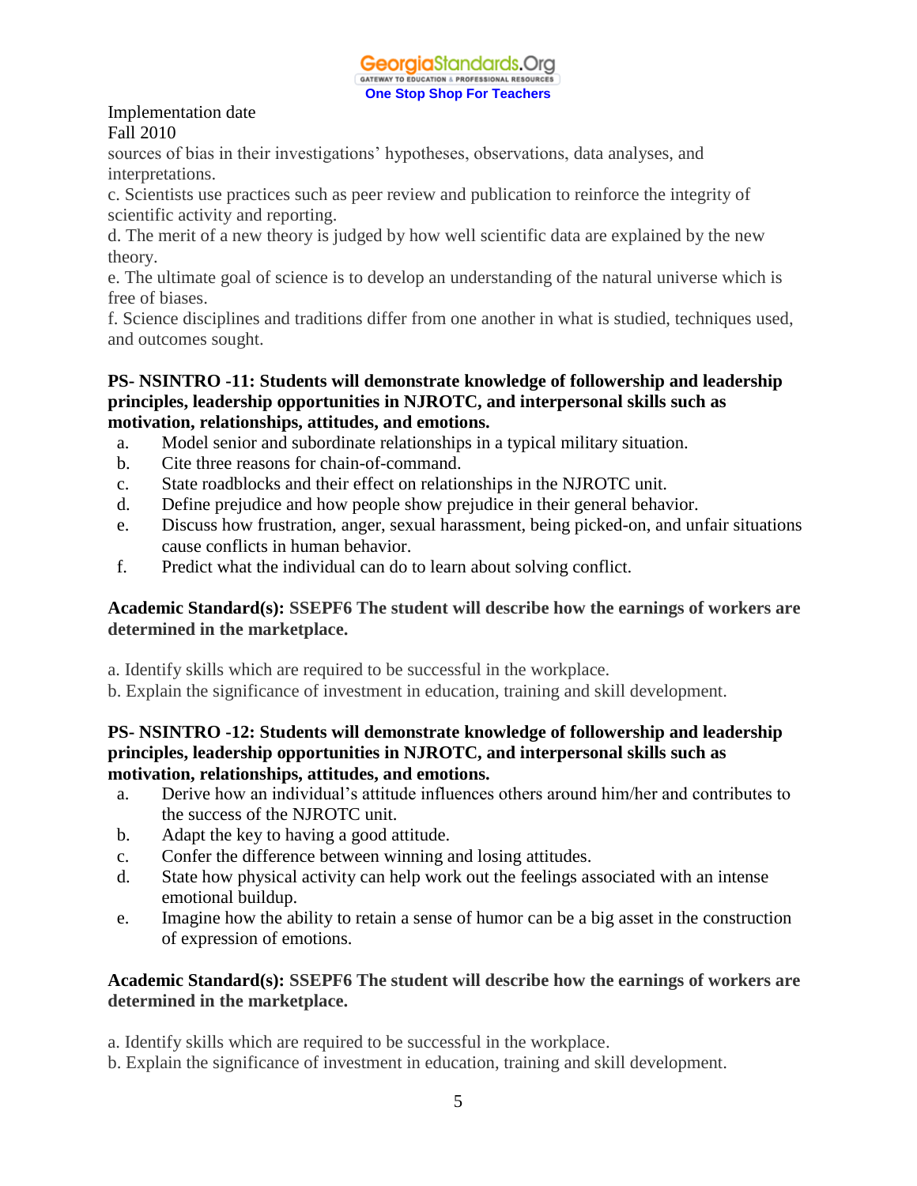Implementation date
Fall 2010

sources of bias in their investigations' hypotheses, observations, data analyses, and interpretations.

c. Scientists use practices such as peer review and publication to reinforce the integrity of scientific activity and reporting.

d. The merit of a new theory is judged by how well scientific data are explained by the new theory.

e. The ultimate goal of science is to develop an understanding of the natural universe which is free of biases.

f. Science disciplines and traditions differ from one another in what is studied, techniques used, and outcomes sought.

**PS- NSINTRO -11: Students will demonstrate knowledge of followership and leadership principles, leadership opportunities in NJROTC, and interpersonal skills such as motivation, relationships, attitudes, and emotions.**

a. Model senior and subordinate relationships in a typical military situation.
b. Cite three reasons for chain-of-command.
c. State roadblocks and their effect on relationships in the NJROTC unit.
d. Define prejudice and how people show prejudice in their general behavior.
e. Discuss how frustration, anger, sexual harassment, being picked-on, and unfair situations cause conflicts in human behavior.
f. Predict what the individual can do to learn about solving conflict.

**Academic Standard(s): SSEPF6 The student will describe how the earnings of workers are determined in the marketplace.**

a. Identify skills which are required to be successful in the workplace.
b. Explain the significance of investment in education, training and skill development.

**PS- NSINTRO -12: Students will demonstrate knowledge of followership and leadership principles, leadership opportunities in NJROTC, and interpersonal skills such as motivation, relationships, attitudes, and emotions.**

a. Derive how an individual's attitude influences others around him/her and contributes to the success of the NJROTC unit.
b. Adapt the key to having a good attitude.
c. Confer the difference between winning and losing attitudes.
d. State how physical activity can help work out the feelings associated with an intense emotional buildup.
e. Imagine how the ability to retain a sense of humor can be a big asset in the construction of expression of emotions.

**Academic Standard(s): SSEPF6 The student will describe how the earnings of workers are determined in the marketplace.**

a. Identify skills which are required to be successful in the workplace.
b. Explain the significance of investment in education, training and skill development.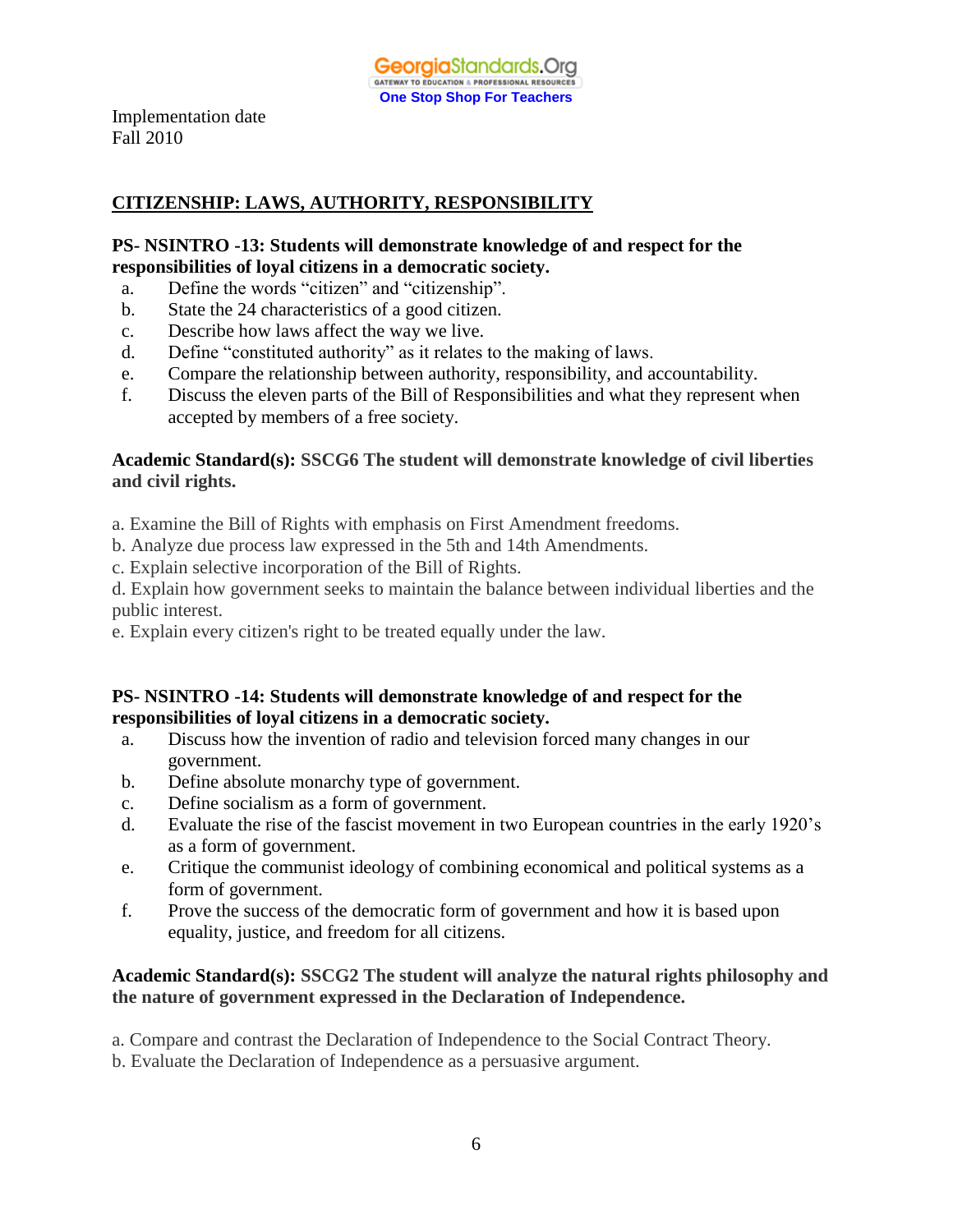Implementation date
Fall 2010

## CITIZENSHIP: LAWS, AUTHORITY, RESPONSIBILITY

**PS- NSINTRO -13: Students will demonstrate knowledge of and respect for the responsibilities of loyal citizens in a democratic society.**

a. Define the words "citizen" and "citizenship".
b. State the 24 characteristics of a good citizen.
c. Describe how laws affect the way we live.
d. Define "constituted authority" as it relates to the making of laws.
e. Compare the relationship between authority, responsibility, and accountability.
f. Discuss the eleven parts of the Bill of Responsibilities and what they represent when accepted by members of a free society.

**Academic Standard(s): SSCG6 The student will demonstrate knowledge of civil liberties and civil rights.**

a. Examine the Bill of Rights with emphasis on First Amendment freedoms.
b. Analyze due process law expressed in the 5th and 14th Amendments.
c. Explain selective incorporation of the Bill of Rights.
d. Explain how government seeks to maintain the balance between individual liberties and the public interest.
e. Explain every citizen's right to be treated equally under the law.

**PS- NSINTRO -14: Students will demonstrate knowledge of and respect for the responsibilities of loyal citizens in a democratic society.**

a. Discuss how the invention of radio and television forced many changes in our government.
b. Define absolute monarchy type of government.
c. Define socialism as a form of government.
d. Evaluate the rise of the fascist movement in two European countries in the early 1920's as a form of government.
e. Critique the communist ideology of combining economical and political systems as a form of government.
f. Prove the success of the democratic form of government and how it is based upon equality, justice, and freedom for all citizens.

**Academic Standard(s): SSCG2 The student will analyze the natural rights philosophy and the nature of government expressed in the Declaration of Independence.**

a. Compare and contrast the Declaration of Independence to the Social Contract Theory.
b. Evaluate the Declaration of Independence as a persuasive argument.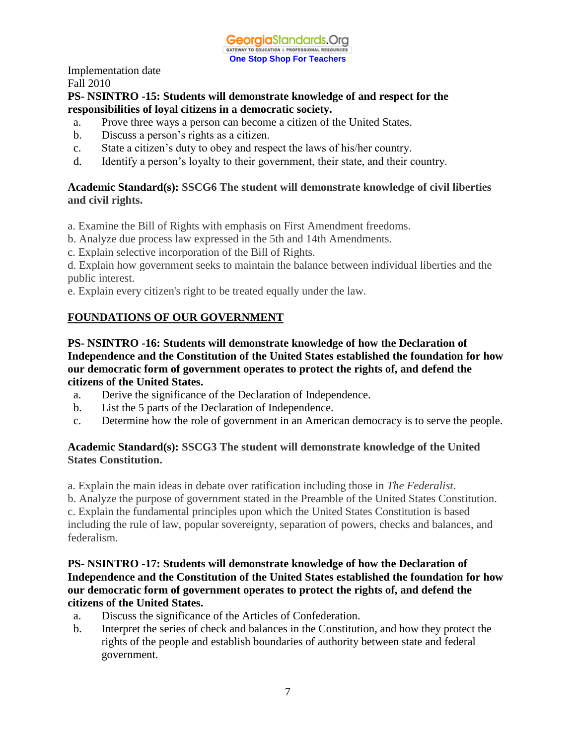Implementation date
Fall 2010

**PS- NSINTRO -15: Students will demonstrate knowledge of and respect for the responsibilities of loyal citizens in a democratic society.**

a. Prove three ways a person can become a citizen of the United States.
b. Discuss a person's rights as a citizen.
c. State a citizen's duty to obey and respect the laws of his/her country.
d. Identify a person's loyalty to their government, their state, and their country.

**Academic Standard(s): SSCG6 The student will demonstrate knowledge of civil liberties and civil rights.**

a. Examine the Bill of Rights with emphasis on First Amendment freedoms.
b. Analyze due process law expressed in the 5th and 14th Amendments.
c. Explain selective incorporation of the Bill of Rights.
d. Explain how government seeks to maintain the balance between individual liberties and the public interest.
e. Explain every citizen's right to be treated equally under the law.

## FOUNDATIONS OF OUR GOVERNMENT

**PS- NSINTRO -16: Students will demonstrate knowledge of how the Declaration of Independence and the Constitution of the United States established the foundation for how our democratic form of government operates to protect the rights of, and defend the citizens of the United States.**

a. Derive the significance of the Declaration of Independence.
b. List the 5 parts of the Declaration of Independence.
c. Determine how the role of government in an American democracy is to serve the people.

**Academic Standard(s): SSCG3 The student will demonstrate knowledge of the United States Constitution.**

a. Explain the main ideas in debate over ratification including those in *The Federalist*.
b. Analyze the purpose of government stated in the Preamble of the United States Constitution.
c. Explain the fundamental principles upon which the United States Constitution is based including the rule of law, popular sovereignty, separation of powers, checks and balances, and federalism.

**PS- NSINTRO -17: Students will demonstrate knowledge of how the Declaration of Independence and the Constitution of the United States established the foundation for how our democratic form of government operates to protect the rights of, and defend the citizens of the United States.**

a. Discuss the significance of the Articles of Confederation.
b. Interpret the series of check and balances in the Constitution, and how they protect the rights of the people and establish boundaries of authority between state and federal government.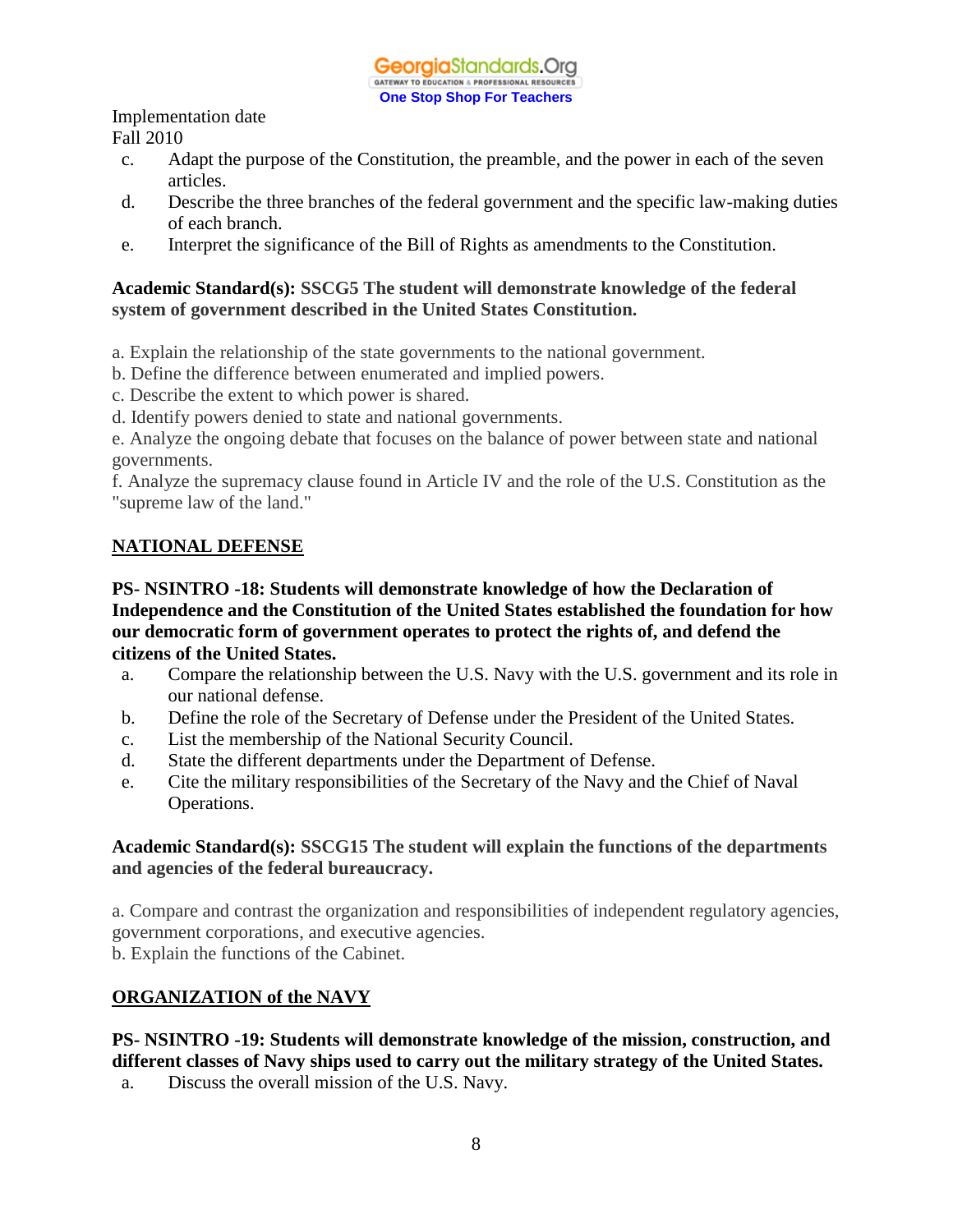Implementation date
Fall 2010

c. Adapt the purpose of the Constitution, the preamble, and the power in each of the seven articles.
d. Describe the three branches of the federal government and the specific law-making duties of each branch.
e. Interpret the significance of the Bill of Rights as amendments to the Constitution.

**Academic Standard(s): SSCG5 The student will demonstrate knowledge of the federal system of government described in the United States Constitution.**

a. Explain the relationship of the state governments to the national government.
b. Define the difference between enumerated and implied powers.
c. Describe the extent to which power is shared.
d. Identify powers denied to state and national governments.
e. Analyze the ongoing debate that focuses on the balance of power between state and national governments.
f. Analyze the supremacy clause found in Article IV and the role of the U.S. Constitution as the "supreme law of the land."

**NATIONAL DEFENSE**

**PS- NSINTRO -18: Students will demonstrate knowledge of how the Declaration of Independence and the Constitution of the United States established the foundation for how our democratic form of government operates to protect the rights of, and defend the citizens of the United States.**

a. Compare the relationship between the U.S. Navy with the U.S. government and its role in our national defense.
b. Define the role of the Secretary of Defense under the President of the United States.
c. List the membership of the National Security Council.
d. State the different departments under the Department of Defense.
e. Cite the military responsibilities of the Secretary of the Navy and the Chief of Naval Operations.

**Academic Standard(s): SSCG15 The student will explain the functions of the departments and agencies of the federal bureaucracy.**

a. Compare and contrast the organization and responsibilities of independent regulatory agencies, government corporations, and executive agencies.
b. Explain the functions of the Cabinet.

**ORGANIZATION of the NAVY**

**PS- NSINTRO -19: Students will demonstrate knowledge of the mission, construction, and different classes of Navy ships used to carry out the military strategy of the United States.**

a. Discuss the overall mission of the U.S. Navy.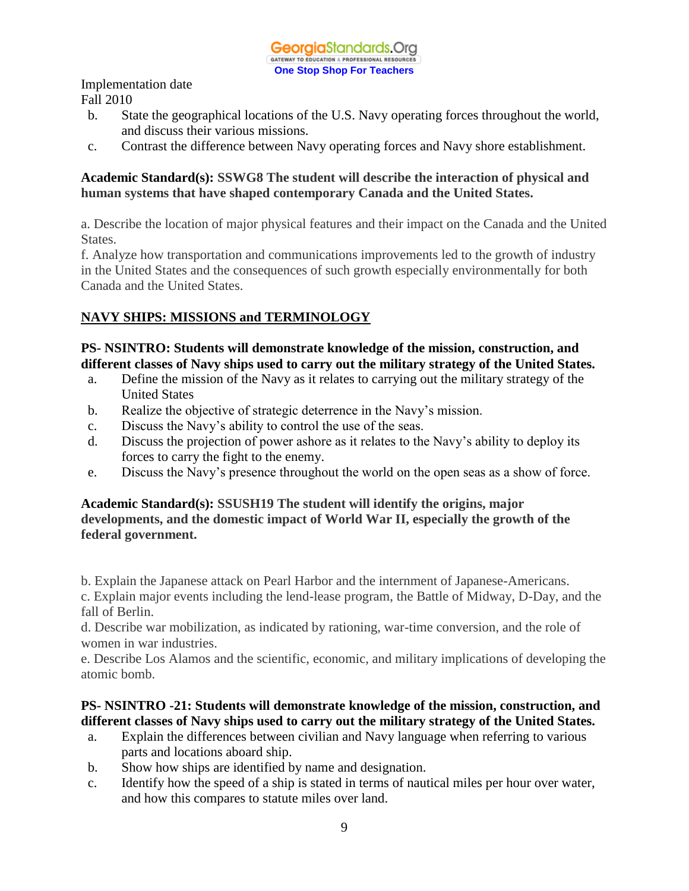Implementation date
Fall 2010

b. State the geographical locations of the U.S. Navy operating forces throughout the world, and discuss their various missions.
c. Contrast the difference between Navy operating forces and Navy shore establishment.

**Academic Standard(s): SSWG8 The student will describe the interaction of physical and human systems that have shaped contemporary Canada and the United States.**

a. Describe the location of major physical features and their impact on the Canada and the United States.
f. Analyze how transportation and communications improvements led to the growth of industry in the United States and the consequences of such growth especially environmentally for both Canada and the United States.

**NAVY SHIPS: MISSIONS and TERMINOLOGY**

**PS- NSINTRO: Students will demonstrate knowledge of the mission, construction, and different classes of Navy ships used to carry out the military strategy of the United States.**

a. Define the mission of the Navy as it relates to carrying out the military strategy of the United States
b. Realize the objective of strategic deterrence in the Navy's mission.
c. Discuss the Navy's ability to control the use of the seas.
d. Discuss the projection of power ashore as it relates to the Navy's ability to deploy its forces to carry the fight to the enemy.
e. Discuss the Navy's presence throughout the world on the open seas as a show of force.

**Academic Standard(s): SSUSH19 The student will identify the origins, major developments, and the domestic impact of World War II, especially the growth of the federal government.**

b. Explain the Japanese attack on Pearl Harbor and the internment of Japanese-Americans.
c. Explain major events including the lend-lease program, the Battle of Midway, D-Day, and the fall of Berlin.
d. Describe war mobilization, as indicated by rationing, war-time conversion, and the role of women in war industries.
e. Describe Los Alamos and the scientific, economic, and military implications of developing the atomic bomb.

**PS- NSINTRO -21: Students will demonstrate knowledge of the mission, construction, and different classes of Navy ships used to carry out the military strategy of the United States.**

a. Explain the differences between civilian and Navy language when referring to various parts and locations aboard ship.
b. Show how ships are identified by name and designation.
c. Identify how the speed of a ship is stated in terms of nautical miles per hour over water, and how this compares to statute miles over land.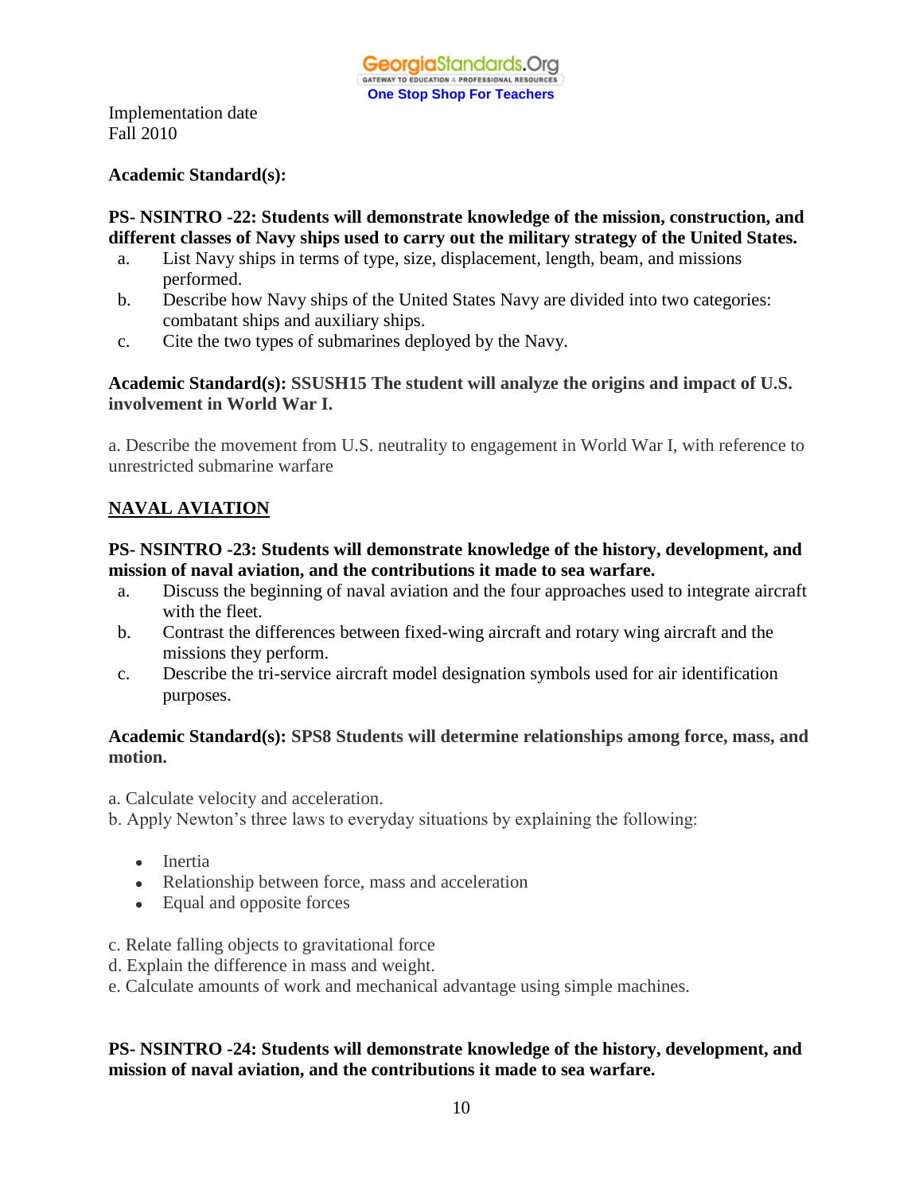Implementation date
Fall 2010

**Academic Standard(s):**

**PS- NSINTRO -22: Students will demonstrate knowledge of the mission, construction, and different classes of Navy ships used to carry out the military strategy of the United States.**

a. List Navy ships in terms of type, size, displacement, length, beam, and missions performed.
b. Describe how Navy ships of the United States Navy are divided into two categories: combatant ships and auxiliary ships.
c. Cite the two types of submarines deployed by the Navy.

**Academic Standard(s): SSUSH15 The student will analyze the origins and impact of U.S. involvement in World War I.**

a. Describe the movement from U.S. neutrality to engagement in World War I, with reference to unrestricted submarine warfare

## NAVAL AVIATION

**PS- NSINTRO -23: Students will demonstrate knowledge of the history, development, and mission of naval aviation, and the contributions it made to sea warfare.**

a. Discuss the beginning of naval aviation and the four approaches used to integrate aircraft with the fleet.
b. Contrast the differences between fixed-wing aircraft and rotary wing aircraft and the missions they perform.
c. Describe the tri-service aircraft model designation symbols used for air identification purposes.

**Academic Standard(s): SPS8 Students will determine relationships among force, mass, and motion.**

a. Calculate velocity and acceleration.
b. Apply Newton's three laws to everyday situations by explaining the following:

- Inertia
- Relationship between force, mass and acceleration
- Equal and opposite forces

c. Relate falling objects to gravitational force
d. Explain the difference in mass and weight.
e. Calculate amounts of work and mechanical advantage using simple machines.

**PS- NSINTRO -24: Students will demonstrate knowledge of the history, development, and mission of naval aviation, and the contributions it made to sea warfare.**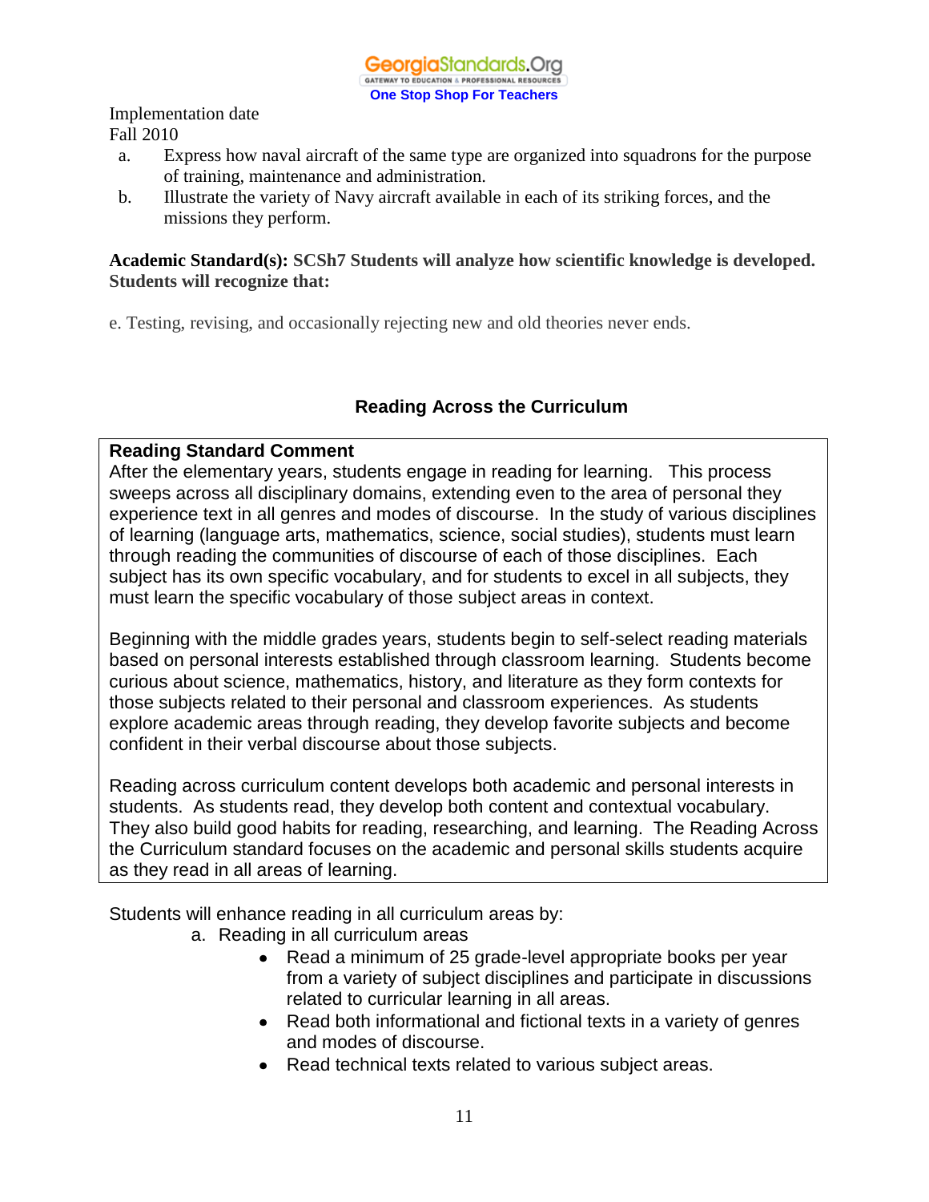Implementation date
Fall 2010

a. Express how naval aircraft of the same type are organized into squadrons for the purpose of training, maintenance and administration.
b. Illustrate the variety of Navy aircraft available in each of its striking forces, and the missions they perform.

**Academic Standard(s): SCSh7 Students will analyze how scientific knowledge is developed. Students will recognize that:**

e. Testing, revising, and occasionally rejecting new and old theories never ends.

## Reading Across the Curriculum

**Reading Standard Comment**
After the elementary years, students engage in reading for learning. This process sweeps across all disciplinary domains, extending even to the area of personal they experience text in all genres and modes of discourse. In the study of various disciplines of learning (language arts, mathematics, science, social studies), students must learn through reading the communities of discourse of each of those disciplines. Each subject has its own specific vocabulary, and for students to excel in all subjects, they must learn the specific vocabulary of those subject areas in context.

Beginning with the middle grades years, students begin to self-select reading materials based on personal interests established through classroom learning. Students become curious about science, mathematics, history, and literature as they form contexts for those subjects related to their personal and classroom experiences. As students explore academic areas through reading, they develop favorite subjects and become confident in their verbal discourse about those subjects.

Reading across curriculum content develops both academic and personal interests in students. As students read, they develop both content and contextual vocabulary. They also build good habits for reading, researching, and learning. The Reading Across the Curriculum standard focuses on the academic and personal skills students acquire as they read in all areas of learning.

Students will enhance reading in all curriculum areas by:

a. Reading in all curriculum areas
   - Read a minimum of 25 grade-level appropriate books per year from a variety of subject disciplines and participate in discussions related to curricular learning in all areas.
   - Read both informational and fictional texts in a variety of genres and modes of discourse.
   - Read technical texts related to various subject areas.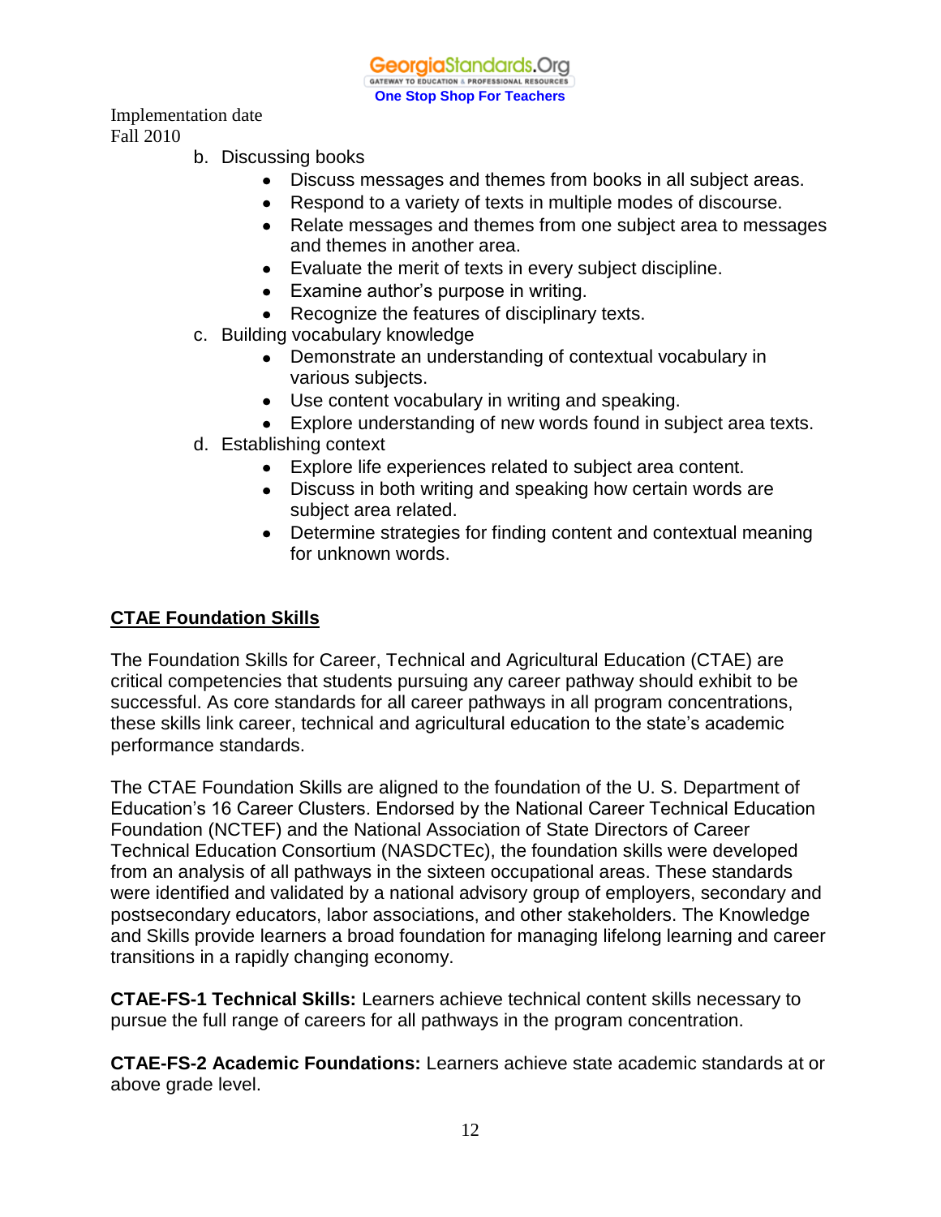Implementation date
Fall 2010

b. Discussing books
    - Discuss messages and themes from books in all subject areas.
    - Respond to a variety of texts in multiple modes of discourse.
    - Relate messages and themes from one subject area to messages and themes in another area.
    - Evaluate the merit of texts in every subject discipline.
    - Examine author's purpose in writing.
    - Recognize the features of disciplinary texts.

c. Building vocabulary knowledge
    - Demonstrate an understanding of contextual vocabulary in various subjects.
    - Use content vocabulary in writing and speaking.
    - Explore understanding of new words found in subject area texts.

d. Establishing context
    - Explore life experiences related to subject area content.
    - Discuss in both writing and speaking how certain words are subject area related.
    - Determine strategies for finding content and contextual meaning for unknown words.

## CTAE Foundation Skills

The Foundation Skills for Career, Technical and Agricultural Education (CTAE) are critical competencies that students pursuing any career pathway should exhibit to be successful. As core standards for all career pathways in all program concentrations, these skills link career, technical and agricultural education to the state's academic performance standards.

The CTAE Foundation Skills are aligned to the foundation of the U. S. Department of Education's 16 Career Clusters. Endorsed by the National Career Technical Education Foundation (NCTEF) and the National Association of State Directors of Career Technical Education Consortium (NASDCTEc), the foundation skills were developed from an analysis of all pathways in the sixteen occupational areas. These standards were identified and validated by a national advisory group of employers, secondary and postsecondary educators, labor associations, and other stakeholders. The Knowledge and Skills provide learners a broad foundation for managing lifelong learning and career transitions in a rapidly changing economy.

**CTAE-FS-1 Technical Skills:** Learners achieve technical content skills necessary to pursue the full range of careers for all pathways in the program concentration.

**CTAE-FS-2 Academic Foundations:** Learners achieve state academic standards at or above grade level.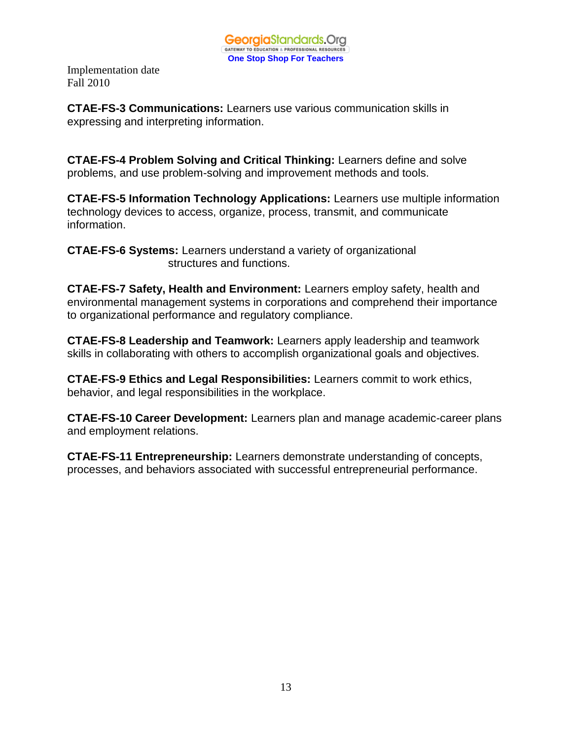Implementation date
Fall 2010

**CTAE-FS-3 Communications:** Learners use various communication skills in expressing and interpreting information.

**CTAE-FS-4 Problem Solving and Critical Thinking:** Learners define and solve problems, and use problem-solving and improvement methods and tools.

**CTAE-FS-5 Information Technology Applications:** Learners use multiple information technology devices to access, organize, process, transmit, and communicate information.

**CTAE-FS-6 Systems:** Learners understand a variety of organizational structures and functions.

**CTAE-FS-7 Safety, Health and Environment:** Learners employ safety, health and environmental management systems in corporations and comprehend their importance to organizational performance and regulatory compliance.

**CTAE-FS-8 Leadership and Teamwork:** Learners apply leadership and teamwork skills in collaborating with others to accomplish organizational goals and objectives.

**CTAE-FS-9 Ethics and Legal Responsibilities:** Learners commit to work ethics, behavior, and legal responsibilities in the workplace.

**CTAE-FS-10 Career Development:** Learners plan and manage academic-career plans and employment relations.

**CTAE-FS-11 Entrepreneurship:** Learners demonstrate understanding of concepts, processes, and behaviors associated with successful entrepreneurial performance.